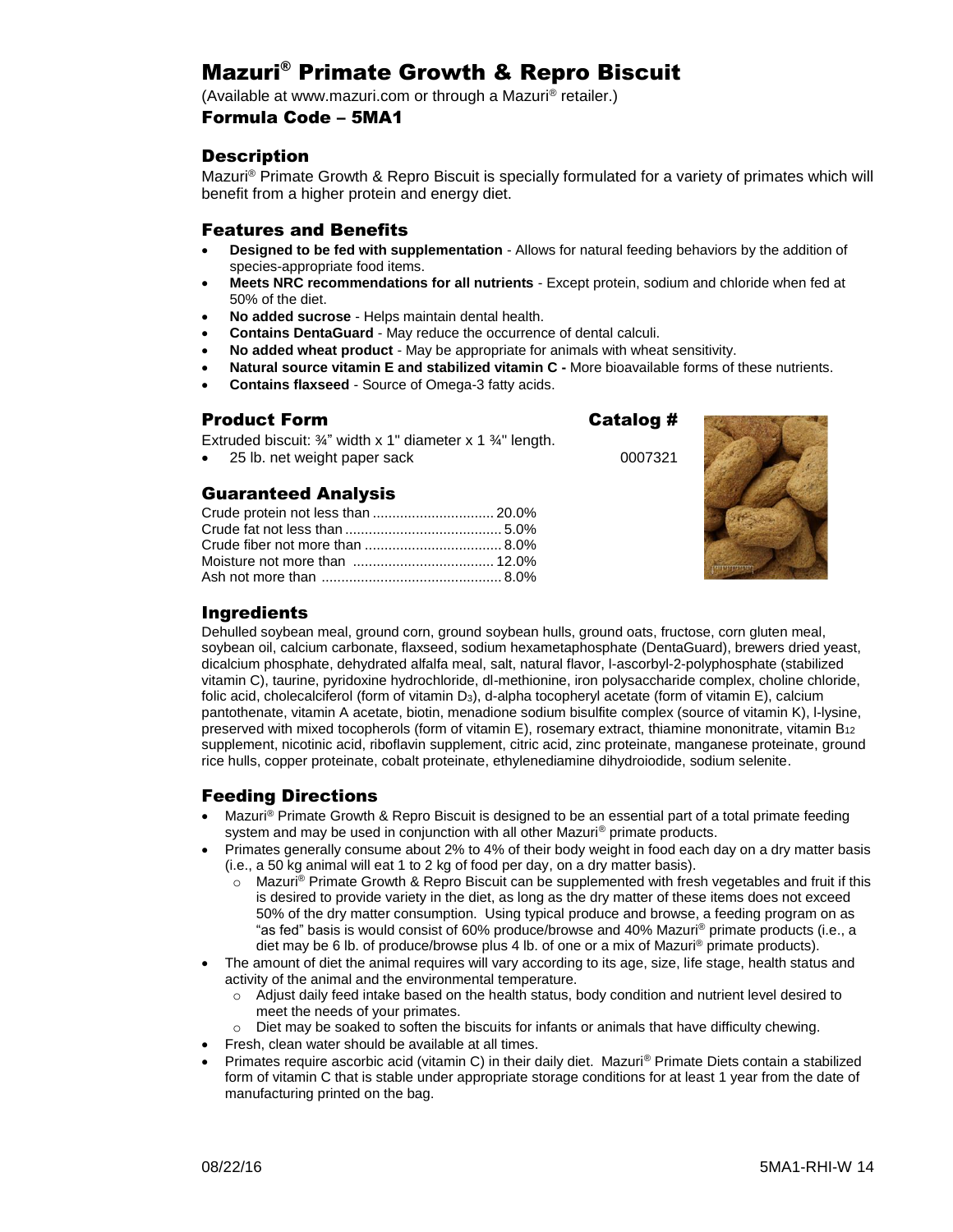# Mazuri® Primate Growth & Repro Biscuit

(Available at www.mazuri.com or through a Mazuri® retailer.)

## Formula Code – 5MA1

## Description

Mazuri® Primate Growth & Repro Biscuit is specially formulated for a variety of primates which will benefit from a higher protein and energy diet.

## Features and Benefits

- **Designed to be fed with supplementation** - Allows for natural feeding behaviors by the addition of species-appropriate food items.
- **Meets NRC recommendations for all nutrients** - Except protein, sodium and chloride when fed at 50% of the diet.
- **No added sucrose** - Helps maintain dental health.
- **Contains DentaGuard** - May reduce the occurrence of dental calculi.
- **No added wheat product** - May be appropriate for animals with wheat sensitivity.
- **Natural source vitamin E and stabilized vitamin C -** More bioavailable forms of these nutrients.
- **Contains flaxseed** - Source of Omega-3 fatty acids.

## Product Form

Extruded biscuit: ¾" width x 1" diameter x 1 ¾" length.

| Product Form | Catalog # |
|---|---|
| 25 lb. net weight paper sack | 0007321 |

## Guaranteed Analysis

| | |
|---|---|
| Crude protein not less than | 20.0% |
| Crude fat not less than | 5.0% |
| Crude fiber not more than | 8.0% |
| Moisture not more than | 12.0% |
| Ash not more than | 8.0% |

## Ingredients

Dehulled soybean meal, ground corn, ground soybean hulls, ground oats, fructose, corn gluten meal, soybean oil, calcium carbonate, flaxseed, sodium hexametaphosphate (DentaGuard), brewers dried yeast, dicalcium phosphate, dehydrated alfalfa meal, salt, natural flavor, l-ascorbyl-2-polyphosphate (stabilized vitamin C), taurine, pyridoxine hydrochloride, dl-methionine, iron polysaccharide complex, choline chloride, folic acid, cholecalciferol (form of vitamin $D_3$), d-alpha tocopheryl acetate (form of vitamin E), calcium pantothenate, vitamin A acetate, biotin, menadione sodium bisulfite complex (source of vitamin K), l-lysine, preserved with mixed tocopherols (form of vitamin E), rosemary extract, thiamine mononitrate, vitamin $B_{12}$ supplement, nicotinic acid, riboflavin supplement, citric acid, zinc proteinate, manganese proteinate, ground rice hulls, copper proteinate, cobalt proteinate, ethylenediamine dihydroiodide, sodium selenite.

## Feeding Directions

- Mazuri® Primate Growth & Repro Biscuit is designed to be an essential part of a total primate feeding system and may be used in conjunction with all other Mazuri® primate products.
- Primates generally consume about 2% to 4% of their body weight in food each day on a dry matter basis (i.e., a 50 kg animal will eat 1 to 2 kg of food per day, on a dry matter basis).
  - Mazuri® Primate Growth & Repro Biscuit can be supplemented with fresh vegetables and fruit if this is desired to provide variety in the diet, as long as the dry matter of these items does not exceed 50% of the dry matter consumption. Using typical produce and browse, a feeding program on as "as fed" basis is would consist of 60% produce/browse and 40% Mazuri® primate products (i.e., a diet may be 6 lb. of produce/browse plus 4 lb. of one or a mix of Mazuri® primate products).
- The amount of diet the animal requires will vary according to its age, size, life stage, health status and activity of the animal and the environmental temperature.
  - Adjust daily feed intake based on the health status, body condition and nutrient level desired to meet the needs of your primates.
  - Diet may be soaked to soften the biscuits for infants or animals that have difficulty chewing.
- Fresh, clean water should be available at all times.
- Primates require ascorbic acid (vitamin C) in their daily diet. Mazuri® Primate Diets contain a stabilized form of vitamin C that is stable under appropriate storage conditions for at least 1 year from the date of manufacturing printed on the bag.

08/22/16 5MA1-RHI-W 14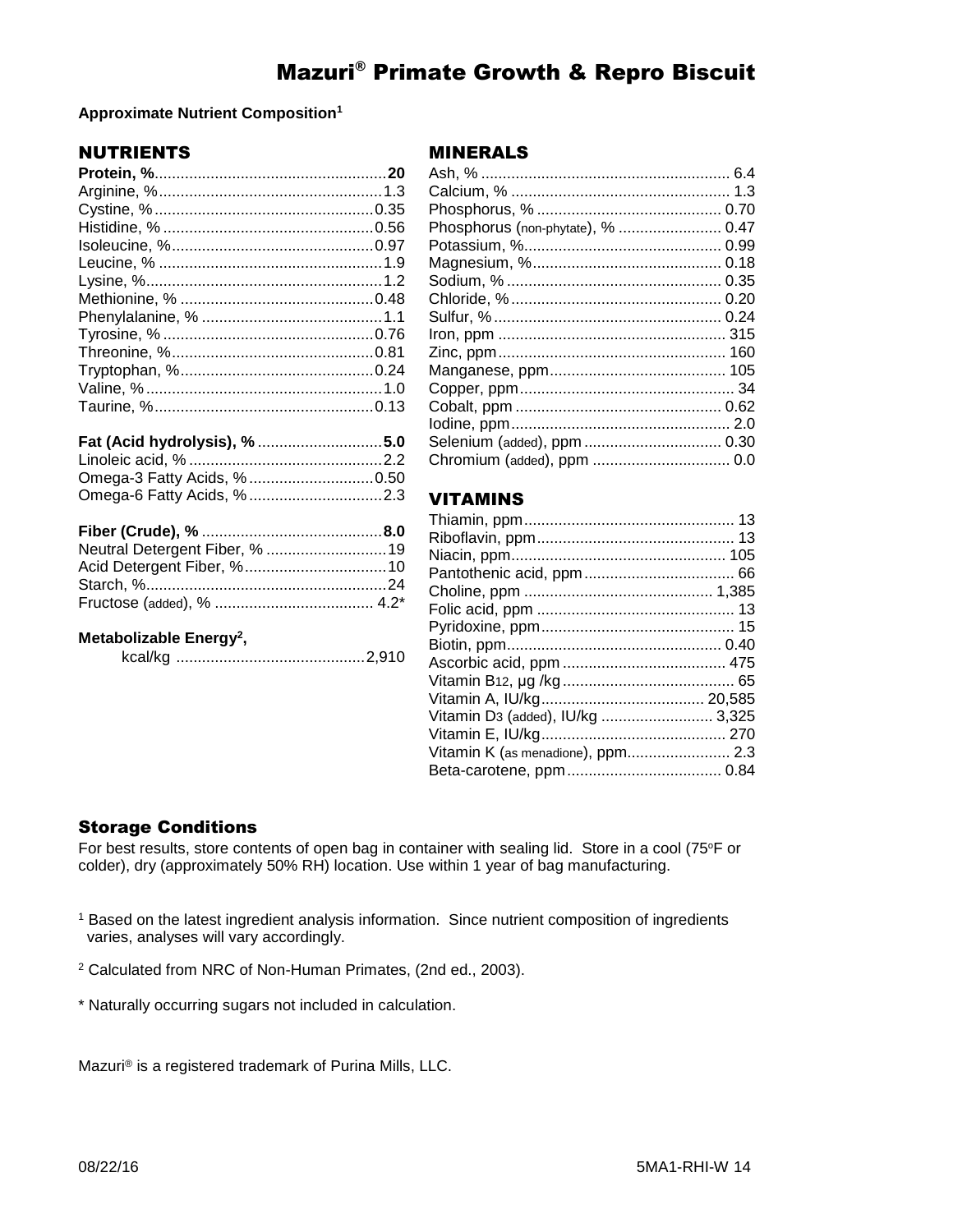# Mazuri® Primate Growth & Repro Biscuit

**Approximate Nutrient Composition[1]**

## NUTRIENTS

| | |
|---|---|
| **Protein, %** | **20** |
| Arginine, % | 1.3 |
| Cystine, % | 0.35 |
| Histidine, % | 0.56 |
| Isoleucine, % | 0.97 |
| Leucine, % | 1.9 |
| Lysine, % | 1.2 |
| Methionine, % | 0.48 |
| Phenylalanine, % | 1.1 |
| Tyrosine, % | 0.76 |
| Threonine, % | 0.81 |
| Tryptophan, % | 0.24 |
| Valine, % | 1.0 |
| Taurine, % | 0.13 |

| | |
|---|---|
| **Fat (Acid hydrolysis), %** | **5.0** |
| Linoleic acid, % | 2.2 |
| Omega-3 Fatty Acids, % | 0.50 |
| Omega-6 Fatty Acids, % | 2.3 |

| | |
|---|---|
| **Fiber (Crude), %** | **8.0** |
| Neutral Detergent Fiber, % | 19 |
| Acid Detergent Fiber, % | 10 |
| Starch, % | 24 |
| Fructose (added), % | 4.2* |

**Metabolizable Energy[2],**
kcal/kg ........ 2,910

## MINERALS

| | |
|---|---|
| Ash, % | 6.4 |
| Calcium, % | 1.3 |
| Phosphorus, % | 0.70 |
| Phosphorus (non-phytate), % | 0.47 |
| Potassium, % | 0.99 |
| Magnesium, % | 0.18 |
| Sodium, % | 0.35 |
| Chloride, % | 0.20 |
| Sulfur, % | 0.24 |
| Iron, ppm | 315 |
| Zinc, ppm | 160 |
| Manganese, ppm | 105 |
| Copper, ppm | 34 |
| Cobalt, ppm | 0.62 |
| Iodine, ppm | 2.0 |
| Selenium (added), ppm | 0.30 |
| Chromium (added), ppm | 0.0 |

## VITAMINS

| | |
|---|---|
| Thiamin, ppm | 13 |
| Riboflavin, ppm | 13 |
| Niacin, ppm | 105 |
| Pantothenic acid, ppm | 66 |
| Choline, ppm | 1,385 |
| Folic acid, ppm | 13 |
| Pyridoxine, ppm | 15 |
| Biotin, ppm | 0.40 |
| Ascorbic acid, ppm | 475 |
| Vitamin $B_{12}$, µg /kg | 65 |
| Vitamin A, IU/kg | 20,585 |
| Vitamin $D_3$ (added), IU/kg | 3,325 |
| Vitamin E, IU/kg | 270 |
| Vitamin K (as menadione), ppm | 2.3 |
| Beta-carotene, ppm | 0.84 |

## Storage Conditions

For best results, store contents of open bag in container with sealing lid. Store in a cool (75°F or colder), dry (approximately 50% RH) location. Use within 1 year of bag manufacturing.

[1] Based on the latest ingredient analysis information. Since nutrient composition of ingredients varies, analyses will vary accordingly.

[2] Calculated from NRC of Non-Human Primates, (2nd ed., 2003).

* Naturally occurring sugars not included in calculation.

Mazuri® is a registered trademark of Purina Mills, LLC.

08/22/16 5MA1-RHI-W 14